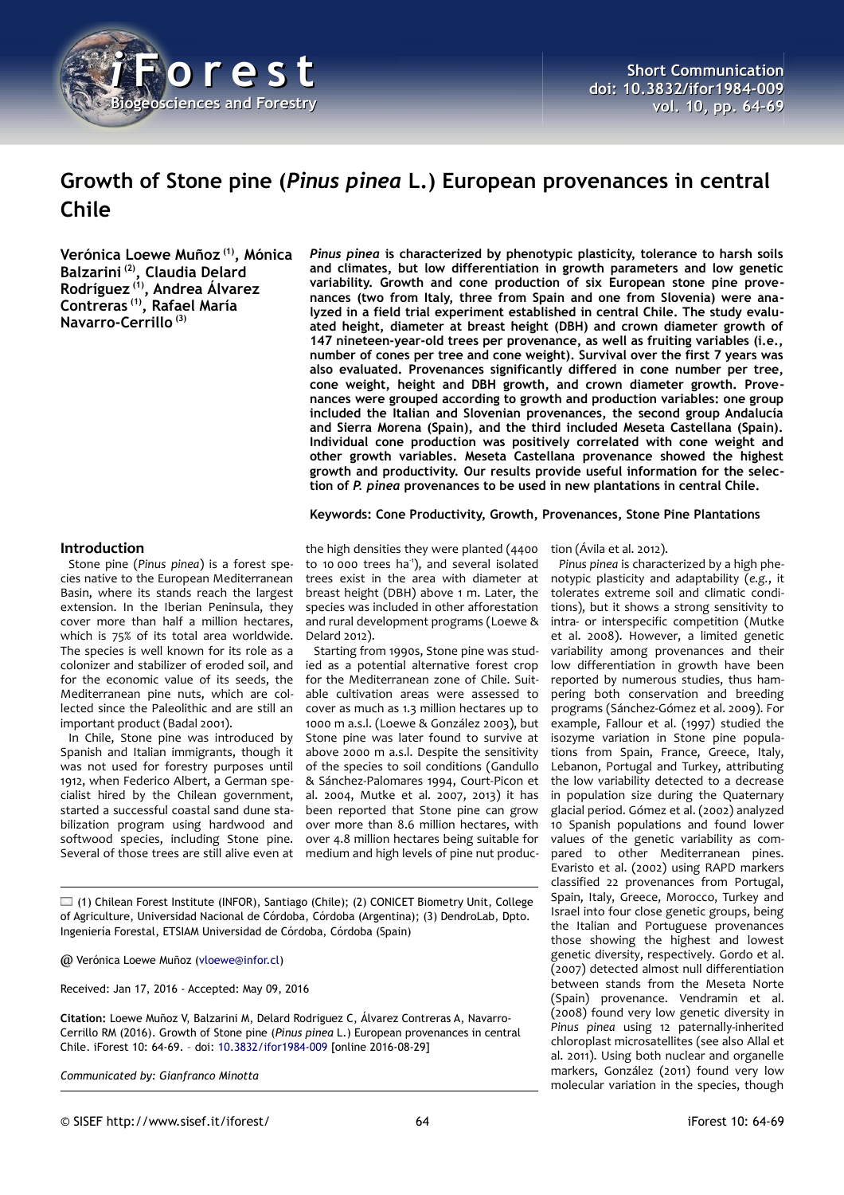# Growth of Stone pine (*Pinus pinea* L.) European provenances in central Chile

**Verónica Loewe Muñoz [1], Mónica Balzarini [2], Claudia Delard Rodríguez [1], Andrea Álvarez Contreras [1], Rafael María Navarro-Cerrillo [3]**

***Pinus pinea* is characterized by phenotypic plasticity, tolerance to harsh soils and climates, but low differentiation in growth parameters and low genetic variability. Growth and cone production of six European stone pine provenances (two from Italy, three from Spain and one from Slovenia) were analyzed in a field trial experiment established in central Chile. The study evaluated height, diameter at breast height (DBH) and crown diameter growth of 147 nineteen-year-old trees per provenance, as well as fruiting variables (i.e., number of cones per tree and cone weight). Survival over the first 7 years was also evaluated. Provenances significantly differed in cone number per tree, cone weight, height and DBH growth, and crown diameter growth. Provenances were grouped according to growth and production variables: one group included the Italian and Slovenian provenances, the second group Andalucía and Sierra Morena (Spain), and the third included Meseta Castellana (Spain). Individual cone production was positively correlated with cone weight and other growth variables. Meseta Castellana provenance showed the highest growth and productivity. Our results provide useful information for the selection of *P. pinea* provenances to be used in new plantations in central Chile.**

**Keywords: Cone Productivity, Growth, Provenances, Stone Pine Plantations**

## Introduction

Stone pine (*Pinus pinea*) is a forest species native to the European Mediterranean Basin, where its stands reach the largest extension. In the Iberian Peninsula, they cover more than half a million hectares, which is 75% of its total area worldwide. The species is well known for its role as a colonizer and stabilizer of eroded soil, and for the economic value of its seeds, the Mediterranean pine nuts, which are collected since the Paleolithic and are still an important product (Badal 2001).

In Chile, Stone pine was introduced by Spanish and Italian immigrants, though it was not used for forestry purposes until 1912, when Federico Albert, a German specialist hired by the Chilean government, started a successful coastal sand dune stabilization program using hardwood and softwood species, including Stone pine. Several of those trees are still alive even at the high densities they were planted (4400 to 10 000 trees ha$^{-1}$), and several isolated trees exist in the area with diameter at breast height (DBH) above 1 m. Later, the species was included in other afforestation and rural development programs (Loewe & Delard 2012).

Starting from 1990s, Stone pine was studied as a potential alternative forest crop for the Mediterranean zone of Chile. Suitable cultivation areas were assessed to cover as much as 1.3 million hectares up to 1000 m a.s.l. (Loewe & González 2003), but Stone pine was later found to survive at above 2000 m a.s.l. Despite the sensitivity of the species to soil conditions (Gandullo & Sánchez-Palomares 1994, Court-Picon et al. 2004, Mutke et al. 2007, 2013) it has been reported that Stone pine can grow over more than 8.6 million hectares, with over 4.8 million hectares being suitable for medium and high levels of pine nut production (Ávila et al. 2012).

*Pinus pinea* is characterized by a high phenotypic plasticity and adaptability (*e.g.*, it tolerates extreme soil and climatic conditions), but it shows a strong sensitivity to intra- or interspecific competition (Mutke et al. 2008). However, a limited genetic variability among provenances and their low differentiation in growth have been reported by numerous studies, thus hampering both conservation and breeding programs (Sánchez-Gómez et al. 2009). For example, Fallour et al. (1997) studied the isozyme variation in Stone pine populations from Spain, France, Greece, Italy, Lebanon, Portugal and Turkey, attributing the low variability detected to a decrease in population size during the Quaternary glacial period. Gómez et al. (2002) analyzed 10 Spanish populations and found lower values of the genetic variability as compared to other Mediterranean pines. Evaristo et al. (2002) using RAPD markers classified 22 provenances from Portugal, Spain, Italy, Greece, Morocco, Turkey and Israel into four close genetic groups, being the Italian and Portuguese provenances those showing the highest and lowest genetic diversity, respectively. Gordo et al. (2007) detected almost null differentiation between stands from the Meseta Norte (Spain) provenance. Vendramin et al. (2008) found very low genetic diversity in *Pinus pinea* using 12 paternally-inherited chloroplast microsatellites (see also Allal et al. 2011). Using both nuclear and organelle markers, González (2011) found very low molecular variation in the species, though

---

(1) Chilean Forest Institute (INFOR), Santiago (Chile); (2) CONICET Biometry Unit, College of Agriculture, Universidad Nacional de Córdoba, Córdoba (Argentina); (3) DendroLab, Dpto. Ingeniería Forestal, ETSIAM Universidad de Córdoba, Córdoba (Spain)

@ Verónica Loewe Muñoz (vloewe@infor.cl)

Received: Jan 17, 2016 - Accepted: May 09, 2016

**Citation:** Loewe Muñoz V, Balzarini M, Delard Rodriguez C, Álvarez Contreras A, Navarro-Cerrillo RM (2016). Growth of Stone pine (*Pinus pinea* L.) European provenances in central Chile. iForest 10: 64-69. – doi: 10.3832/ifor1984-009 [online 2016-08-29]

*Communicated by: Gianfranco Minotta*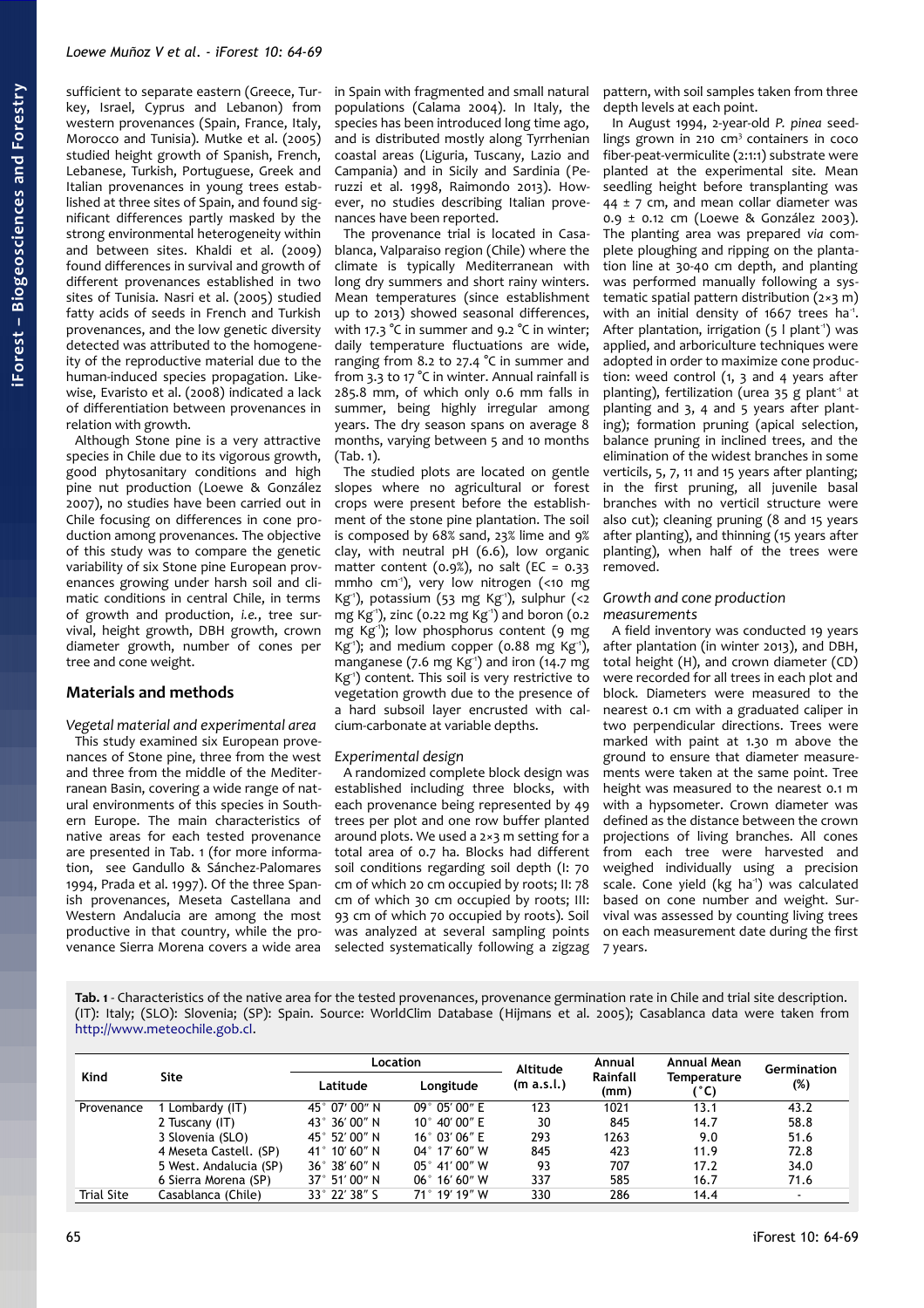sufficient to separate eastern (Greece, Turkey, Israel, Cyprus and Lebanon) from western provenances (Spain, France, Italy, Morocco and Tunisia). Mutke et al. (2005) studied height growth of Spanish, French, Lebanese, Turkish, Portuguese, Greek and Italian provenances in young trees established at three sites of Spain, and found significant differences partly masked by the strong environmental heterogeneity within and between sites. Khaldi et al. (2009) found differences in survival and growth of different provenances established in two sites of Tunisia. Nasri et al. (2005) studied fatty acids of seeds in French and Turkish provenances, and the low genetic diversity detected was attributed to the homogeneity of the reproductive material due to the human-induced species propagation. Likewise, Evaristo et al. (2008) indicated a lack of differentiation between provenances in relation with growth.

Although Stone pine is a very attractive species in Chile due to its vigorous growth, good phytosanitary conditions and high pine nut production (Loewe & González 2007), no studies have been carried out in Chile focusing on differences in cone production among provenances. The objective of this study was to compare the genetic variability of six Stone pine European provenances growing under harsh soil and climatic conditions in central Chile, in terms of growth and production, *i.e.*, tree survival, height growth, DBH growth, crown diameter growth, number of cones per tree and cone weight.

## Materials and methods

### *Vegetal material and experimental area*

This study examined six European provenances of Stone pine, three from the west and three from the middle of the Mediterranean Basin, covering a wide range of natural environments of this species in Southern Europe. The main characteristics of native areas for each tested provenance are presented in Tab. 1 (for more information, see Gandullo & Sánchez-Palomares 1994, Prada et al. 1997). Of the three Spanish provenances, Meseta Castellana and Western Andalucia are among the most productive in that country, while the provenance Sierra Morena covers a wide area in Spain with fragmented and small natural populations (Calama 2004). In Italy, the species has been introduced long time ago, and is distributed mostly along Tyrrhenian coastal areas (Liguria, Tuscany, Lazio and Campania) and in Sicily and Sardinia (Peruzzi et al. 1998, Raimondo 2013). However, no studies describing Italian provenances have been reported.

The provenance trial is located in Casablanca, Valparaiso region (Chile) where the climate is typically Mediterranean with long dry summers and short rainy winters. Mean temperatures (since establishment up to 2013) showed seasonal differences, with 17.3 °C in summer and 9.2 °C in winter; daily temperature fluctuations are wide, ranging from 8.2 to 27.4 °C in summer and from 3.3 to 17 °C in winter. Annual rainfall is 285.8 mm, of which only 0.6 mm falls in summer, being highly irregular among years. The dry season spans on average 8 months, varying between 5 and 10 months (Tab. 1).

The studied plots are located on gentle slopes where no agricultural or forest crops were present before the establishment of the stone pine plantation. The soil is composed by 68% sand, 23% lime and 9% clay, with neutral pH (6.6), low organic matter content (0.9%), no salt (EC = 0.33 mmho cm$^{-1}$), very low nitrogen (<10 mg Kg$^{-1}$), potassium (53 mg Kg$^{-1}$), sulphur (<2 mg Kg$^{-1}$), zinc (0.22 mg Kg$^{-1}$) and boron (0.2 mg Kg$^{-1}$); low phosphorus content (9 mg Kg$^{-1}$); and medium copper (0.88 mg Kg$^{-1}$), manganese (7.6 mg Kg$^{-1}$) and iron (14.7 mg Kg$^{-1}$) content. This soil is very restrictive to vegetation growth due to the presence of a hard subsoil layer encrusted with calcium-carbonate at variable depths.

### *Experimental design*

A randomized complete block design was established including three blocks, with each provenance being represented by 49 trees per plot and one row buffer planted around plots. We used a 2×3 m setting for a total area of 0.7 ha. Blocks had different soil conditions regarding soil depth (I: 70 cm of which 20 cm occupied by roots; II: 78 cm of which 30 cm occupied by roots; III: 93 cm of which 70 occupied by roots). Soil was analyzed at several sampling points selected systematically following a zigzag pattern, with soil samples taken from three depth levels at each point.

In August 1994, 2-year-old *P. pinea* seedlings grown in 210 cm$^3$ containers in coco fiber-peat-vermiculite (2:1:1) substrate were planted at the experimental site. Mean seedling height before transplanting was 44 ± 7 cm, and mean collar diameter was 0.9 ± 0.12 cm (Loewe & González 2003). The planting area was prepared *via* complete ploughing and ripping on the plantation line at 30-40 cm depth, and planting was performed manually following a systematic spatial pattern distribution (2×3 m) with an initial density of 1667 trees ha$^{-1}$. After plantation, irrigation (5 l plant$^{-1}$) was applied, and arboriculture techniques were adopted in order to maximize cone production: weed control (1, 3 and 4 years after planting), fertilization (urea 35 g plant$^{-1}$ at planting and 3, 4 and 5 years after planting); formation pruning (apical selection, balance pruning in inclined trees, and the elimination of the widest branches in some verticils, 5, 7, 11 and 15 years after planting; in the first pruning, all juvenile basal branches with no verticil structure were also cut); cleaning pruning (8 and 15 years after planting), and thinning (15 years after planting), when half of the trees were removed.

### *Growth and cone production measurements*

A field inventory was conducted 19 years after plantation (in winter 2013), and DBH, total height (H), and crown diameter (CD) were recorded for all trees in each plot and block. Diameters were measured to the nearest 0.1 cm with a graduated caliper in two perpendicular directions. Trees were marked with paint at 1.30 m above the ground to ensure that diameter measurements were taken at the same point. Tree height was measured to the nearest 0.1 m with a hypsometer. Crown diameter was defined as the distance between the crown projections of living branches. All cones from each tree were harvested and weighed individually using a precision scale. Cone yield (kg ha$^{-1}$) was calculated based on cone number and weight. Survival was assessed by counting living trees on each measurement date during the first 7 years.

**Tab. 1** - Characteristics of the native area for the tested provenances, provenance germination rate in Chile and trial site description. (IT): Italy; (SLO): Slovenia; (SP): Spain. Source: WorldClim Database (Hijmans et al. 2005); Casablanca data were taken from http://www.meteochile.gob.cl.

| Kind | Site | Location | | Altitude (m a.s.l.) | Annual Rainfall (mm) | Annual Mean Temperature (°C) | Germination (%) |
|---|---|---|---|---|---|---|---|
| | | Latitude | Longitude | | | | |
| Provenance | 1 Lombardy (IT) | 45° 07′ 00″ N | 09° 05′ 00″ E | 123 | 1021 | 13.1 | 43.2 |
| | 2 Tuscany (IT) | 43° 36′ 00″ N | 10° 40′ 00″ E | 30 | 845 | 14.7 | 58.8 |
| | 3 Slovenia (SLO) | 45° 52′ 00″ N | 16° 03′ 06″ E | 293 | 1263 | 9.0 | 51.6 |
| | 4 Meseta Castell. (SP) | 41° 10′ 60″ N | 04° 17′ 60″ W | 845 | 423 | 11.9 | 72.8 |
| | 5 West. Andalucia (SP) | 36° 38′ 60″ N | 05° 41′ 00″ W | 93 | 707 | 17.2 | 34.0 |
| | 6 Sierra Morena (SP) | 37° 51′ 00″ N | 06° 16′ 60″ W | 337 | 585 | 16.7 | 71.6 |
| Trial Site | Casablanca (Chile) | 33° 22′ 38″ S | 71° 19′ 19″ W | 330 | 286 | 14.4 | - |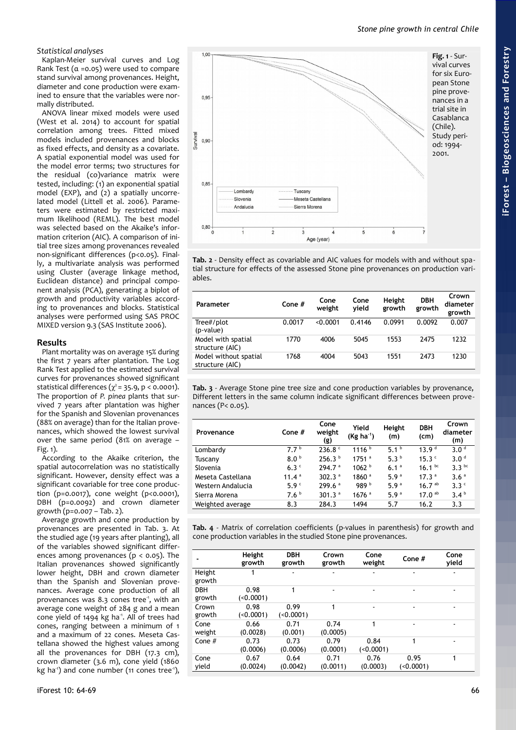### Statistical analyses

Kaplan-Meier survival curves and Log Rank Test ($\alpha$ =0.05) were used to compare stand survival among provenances. Height, diameter and cone production were examined to ensure that the variables were normally distributed.

ANOVA linear mixed models were used (West et al. 2014) to account for spatial correlation among trees. Fitted mixed models included provenances and blocks as fixed effects, and density as a covariate. A spatial exponential model was used for the model error terms; two structures for the residual (co)variance matrix were tested, including: (1) an exponential spatial model (EXP), and (2) a spatially uncorrelated model (Littell et al. 2006). Parameters were estimated by restricted maximum likelihood (REML). The best model was selected based on the Akaike's information criterion (AIC). A comparison of initial tree sizes among provenances revealed non-significant differences (p<0.05). Finally, a multivariate analysis was performed using Cluster (average linkage method, Euclidean distance) and principal component analysis (PCA), generating a biplot of growth and productivity variables according to provenances and blocks. Statistical analyses were performed using SAS PROC MIXED version 9.3 (SAS Institute 2006).

## Results

Plant mortality was on average 15% during the first 7 years after plantation. The Log Rank Test applied to the estimated survival curves for provenances showed significant statistical differences ($\chi^2$ = 35.9, p < 0.0001). The proportion of *P. pinea* plants that survived 7 years after plantation was higher for the Spanish and Slovenian provenances (88% on average) than for the Italian provenances, which showed the lowest survival over the same period (81% on average – Fig. 1).

According to the Akaike criterion, the spatial autocorrelation was not statistically significant. However, density effect was a significant covariable for tree cone production (p=0.0017), cone weight (p<0.0001), DBH (p=0.0092) and crown diameter growth (p=0.007 – Tab. 2).

Average growth and cone production by provenances are presented in Tab. 3. At the studied age (19 years after planting), all of the variables showed significant differences among provenances (p < 0.05). The Italian provenances showed significantly lower height, DBH and crown diameter than the Spanish and Slovenian provenances. Average cone production of all provenances was 8.3 cones tree$^{-1}$, with an average cone weight of 284 g and a mean cone yield of 1494 kg ha$^{-1}$. All of trees had cones, ranging between a minimum of 1 and a maximum of 22 cones. Meseta Castellana showed the highest values among all the provenances for DBH (17.3 cm), crown diameter (3.6 m), cone yield (1860 kg ha$^{-1}$) and cone number (11 cones tree$^{-1}$),

**Fig. 1** - Survival curves for six European Stone pine provenances in a trial site in Casablanca (Chile). Study period: 1994-2001.

**Tab. 2** - Density effect as covariable and AIC values for models with and without spatial structure for effects of the assessed Stone pine provenances on production variables.

| Parameter | Cone # | Cone weight | Cone yield | Height growth | DBH growth | Crown diameter growth |
|---|---|---|---|---|---|---|
| Tree#/plot (p-value) | 0.0017 | <0.0001 | 0.4146 | 0.0991 | 0.0092 | 0.007 |
| Model with spatial structure (AIC) | 1770 | 4006 | 5045 | 1553 | 2475 | 1232 |
| Model without spatial structure (AIC) | 1768 | 4004 | 5043 | 1551 | 2473 | 1230 |

**Tab. 3** - Average Stone pine tree size and cone production variables by provenance, Different letters in the same column indicate significant differences between provenances (P< 0.05).

| Provenance | Cone # | Cone weight (g) | Yield (Kg ha$^{-1}$) | Height (m) | DBH (cm) | Crown diameter (m) |
|---|---|---|---|---|---|---|
| Lombardy | 7.7 $^{b}$ | 236.8 $^{c}$ | 1116 $^{b}$ | 5.1 $^{b}$ | 13.9 $^{d}$ | 3.0 $^{d}$ |
| Tuscany | 8.0 $^{b}$ | 256.3 $^{b}$ | 1751 $^{a}$ | 5.3 $^{b}$ | 15.3 $^{c}$ | 3.0 $^{d}$ |
| Slovenia | 6.3 $^{c}$ | 294.7 $^{a}$ | 1062 $^{b}$ | 6.1 $^{a}$ | 16.1 $^{bc}$ | 3.3 $^{bc}$ |
| Meseta Castellana | 11.4 $^{a}$ | 302.3 $^{a}$ | 1860 $^{a}$ | 5.9 $^{a}$ | 17.3 $^{a}$ | 3.6 $^{a}$ |
| Western Andalucia | 5.9 $^{c}$ | 299.6 $^{a}$ | 989 $^{b}$ | 5.9 $^{a}$ | 16.7 $^{ab}$ | 3.3 $^{c}$ |
| Sierra Morena | 7.6 $^{b}$ | 301.3 $^{a}$ | 1676 $^{a}$ | 5.9 $^{a}$ | 17.0 $^{ab}$ | 3.4 $^{b}$ |
| Weighted average | 8.3 | 284.3 | 1494 | 5.7 | 16.2 | 3.3 |

**Tab. 4** - Matrix of correlation coefficients (p-values in parenthesis) for growth and cone production variables in the studied Stone pine provenances.

| - | Height growth | DBH growth | Crown growth | Cone weight | Cone # | Cone yield |
|---|---|---|---|---|---|---|
| Height growth | 1 | - | - | - | - | - |
| DBH growth | 0.98 (<0.0001) | 1 | - | - | - | - |
| Crown growth | 0.98 (<0.0001) | 0.99 (<0.0001) | 1 | - | - | - |
| Cone weight | 0.66 (0.0028) | 0.71 (0.001) | 0.74 (0.0005) | 1 | - | - |
| Cone # | 0.73 (0.0006) | 0.73 (0.0006) | 0.79 (0.0001) | 0.84 (<0.0001) | 1 | - |
| Cone yield | 0.67 (0.0024) | 0.64 (0.0042) | 0.71 (0.0011) | 0.76 (0.0003) | 0.95 (<0.0001) | 1 |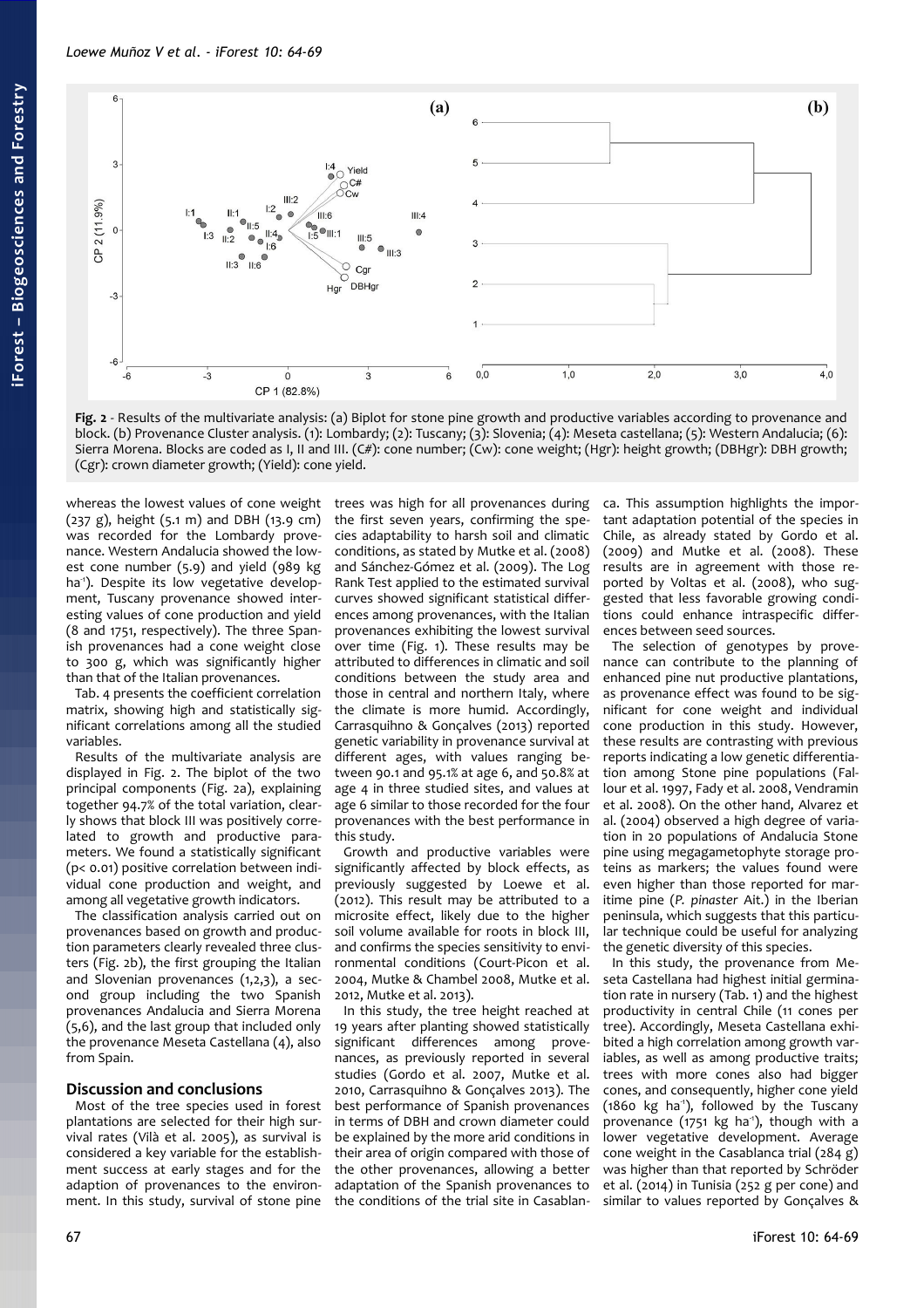**Fig. 2** - Results of the multivariate analysis: (a) Biplot for stone pine growth and productive variables according to provenance and block. (b) Provenance Cluster analysis. (1): Lombardy; (2): Tuscany; (3): Slovenia; (4): Meseta castellana; (5): Western Andalucia; (6): Sierra Morena. Blocks are coded as I, II and III. (C#): cone number; (Cw): cone weight; (Hgr): height growth; (DBHgr): DBH growth; (Cgr): crown diameter growth; (Yield): cone yield.

whereas the lowest values of cone weight (237 g), height (5.1 m) and DBH (13.9 cm) was recorded for the Lombardy provenance. Western Andalucia showed the lowest cone number (5.9) and yield (989 kg ha$^{-1}$). Despite its low vegetative development, Tuscany provenance showed interesting values of cone production and yield (8 and 1751, respectively). The three Spanish provenances had a cone weight close to 300 g, which was significantly higher than that of the Italian provenances.

Tab. 4 presents the coefficient correlation matrix, showing high and statistically significant correlations among all the studied variables.

Results of the multivariate analysis are displayed in Fig. 2. The biplot of the two principal components (Fig. 2a), explaining together 94.7% of the total variation, clearly shows that block III was positively correlated to growth and productive parameters. We found a statistically significant ($p < 0.01$) positive correlation between individual cone production and weight, and among all vegetative growth indicators.

The classification analysis carried out on provenances based on growth and production parameters clearly revealed three clusters (Fig. 2b), the first grouping the Italian and Slovenian provenances (1,2,3), a second group including the two Spanish provenances Andalucia and Sierra Morena (5,6), and the last group that included only the provenance Meseta Castellana (4), also from Spain.

## Discussion and conclusions

Most of the tree species used in forest plantations are selected for their high survival rates (Vilà et al. 2005), as survival is considered a key variable for the establishment success at early stages and for the adaption of provenances to the environment. In this study, survival of stone pine trees was high for all provenances during the first seven years, confirming the species adaptability to harsh soil and climatic conditions, as stated by Mutke et al. (2008) and Sánchez-Gómez et al. (2009). The Log Rank Test applied to the estimated survival curves showed significant statistical differences among provenances, with the Italian provenances exhibiting the lowest survival over time (Fig. 1). These results may be attributed to differences in climatic and soil conditions between the study area and those in central and northern Italy, where the climate is more humid. Accordingly, Carrasquihno & Gonçalves (2013) reported genetic variability in provenance survival at different ages, with values ranging between 90.1 and 95.1% at age 6, and 50.8% at age 4 in three studied sites, and values at age 6 similar to those recorded for the four provenances with the best performance in this study.

Growth and productive variables were significantly affected by block effects, as previously suggested by Loewe et al. (2012). This result may be attributed to a microsite effect, likely due to the higher soil volume available for roots in block III, and confirms the species sensitivity to environmental conditions (Court-Picon et al. 2004, Mutke & Chambel 2008, Mutke et al. 2012, Mutke et al. 2013).

In this study, the tree height reached at 19 years after planting showed statistically significant differences among provenances, as previously reported in several studies (Gordo et al. 2007, Mutke et al. 2010, Carrasquihno & Gonçalves 2013). The best performance of Spanish provenances in terms of DBH and crown diameter could be explained by the more arid conditions in their area of origin compared with those of the other provenances, allowing a better adaptation of the Spanish provenances to the conditions of the trial site in Casablanca. This assumption highlights the important adaptation potential of the species in Chile, as already stated by Gordo et al. (2009) and Mutke et al. (2008). These results are in agreement with those reported by Voltas et al. (2008), who suggested that less favorable growing conditions could enhance intraspecific differences between seed sources.

The selection of genotypes by provenance can contribute to the planning of enhanced pine nut productive plantations, as provenance effect was found to be significant for cone weight and individual cone production in this study. However, these results are contrasting with previous reports indicating a low genetic differentiation among Stone pine populations (Fallour et al. 1997, Fady et al. 2008, Vendramin et al. 2008). On the other hand, Alvarez et al. (2004) observed a high degree of variation in 20 populations of Andalucia Stone pine using megagametophyte storage proteins as markers; the values found were even higher than those reported for maritime pine (*P. pinaster* Ait.) in the Iberian peninsula, which suggests that this particular technique could be useful for analyzing the genetic diversity of this species.

In this study, the provenance from Meseta Castellana had highest initial germination rate in nursery (Tab. 1) and the highest productivity in central Chile (11 cones per tree). Accordingly, Meseta Castellana exhibited a high correlation among growth variables, as well as among productive traits; trees with more cones also had bigger cones, and consequently, higher cone yield (1860 kg ha$^{-1}$), followed by the Tuscany provenance (1751 kg ha$^{-1}$), though with a lower vegetative development. Average cone weight in the Casablanca trial (284 g) was higher than that reported by Schröder et al. (2014) in Tunisia (252 g per cone) and similar to values reported by Gonçalves &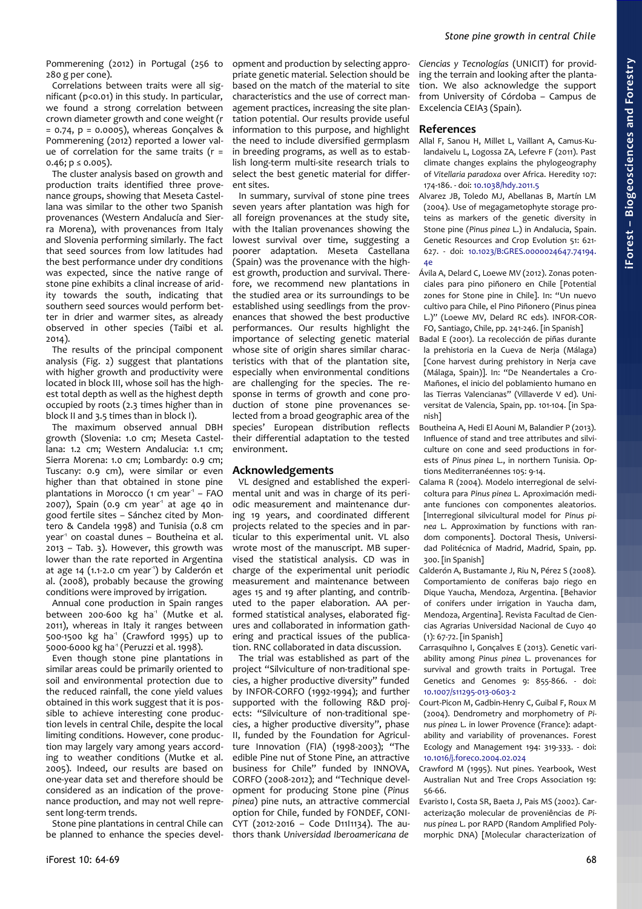Pommerening (2012) in Portugal (256 to 280 g per cone).

Correlations between traits were all significant ($p<0.01$) in this study. In particular, we found a strong correlation between crown diameter growth and cone weight ($r = 0.74$, $p = 0.0005$), whereas Gonçalves & Pommerening (2012) reported a lower value of correlation for the same traits ($r = 0.46$; $p \leq 0.005$).

The cluster analysis based on growth and production traits identified three provenance groups, showing that Meseta Castellana was similar to the other two Spanish provenances (Western Andalucía and Sierra Morena), with provenances from Italy and Slovenia performing similarly. The fact that seed sources from low latitudes had the best performance under dry conditions was expected, since the native range of stone pine exhibits a clinal increase of aridity towards the south, indicating that southern seed sources would perform better in drier and warmer sites, as already observed in other species (Taïbi et al. 2014).

The results of the principal component analysis (Fig. 2) suggest that plantations with higher growth and productivity were located in block III, whose soil has the highest total depth as well as the highest depth occupied by roots (2.3 times higher than in block II and 3.5 times than in block I).

The maximum observed annual DBH growth (Slovenia: 1.0 cm; Meseta Castellana: 1.2 cm; Western Andalucia: 1.1 cm; Sierra Morena: 1.0 cm; Lombardy: 0.9 cm; Tuscany: 0.9 cm), were similar or even higher than that obtained in stone pine plantations in Morocco (1 cm year$^{-1}$ – FAO 2007), Spain (0.9 cm year$^{-1}$ at age 40 in good fertile sites – Sánchez cited by Montero & Candela 1998) and Tunisia (0.8 cm year$^{-1}$ on coastal dunes – Boutheina et al. 2013 – Tab. 3). However, this growth was lower than the rate reported in Argentina at age 14 (1.1-2.0 cm year$^{-1}$) by Calderón et al. (2008), probably because the growing conditions were improved by irrigation.

Annual cone production in Spain ranges between 200-600 kg ha$^{-1}$ (Mutke et al. 2011), whereas in Italy it ranges between 500-1500 kg ha$^{-1}$ (Crawford 1995) up to 5000-6000 kg ha$^{-1}$ (Peruzzi et al. 1998).

Even though stone pine plantations in similar areas could be primarily oriented to soil and environmental protection due to the reduced rainfall, the cone yield values obtained in this work suggest that it is possible to achieve interesting cone production levels in central Chile, despite the local limiting conditions. However, cone production may largely vary among years according to weather conditions (Mutke et al. 2005). Indeed, our results are based on one-year data set and therefore should be considered as an indication of the provenance production, and may not well represent long-term trends.

Stone pine plantations in central Chile can be planned to enhance the species development and production by selecting appropriate genetic material. Selection should be based on the match of the material to site characteristics and the use of correct management practices, increasing the site plantation potential. Our results provide useful information to this purpose, and highlight the need to include diversified germplasm in breeding programs, as well as to establish long-term multi-site research trials to select the best genetic material for different sites.

In summary, survival of stone pine trees seven years after plantation was high for all foreign provenances at the study site, with the Italian provenances showing the lowest survival over time, suggesting a poorer adaptation. Meseta Castellana (Spain) was the provenance with the highest growth, production and survival. Therefore, we recommend new plantations in the studied area or its surroundings to be established using seedlings from the provenances that showed the best productive performances. Our results highlight the importance of selecting genetic material whose site of origin shares similar characteristics with that of the plantation site, especially when environmental conditions are challenging for the species. The response in terms of growth and cone production of stone pine provenances selected from a broad geographic area of the species' European distribution reflects their differential adaptation to the tested environment.

## Acknowledgements

VL designed and established the experimental unit and was in charge of its periodic measurement and maintenance during 19 years, and coordinated different projects related to the species and in particular to this experimental unit. VL also wrote most of the manuscript. MB supervised the statistical analysis. CD was in charge of the experimental unit periodic measurement and maintenance between ages 15 and 19 after planting, and contributed to the paper elaboration. AA performed statistical analyses, elaborated figures and collaborated in information gathering and practical issues of the publication. RNC collaborated in data discussion.

The trial was established as part of the project "Silviculture of non-traditional species, a higher productive diversity" funded by INFOR-CORFO (1992-1994); and further supported with the following R&D projects: "Silviculture of non-traditional species, a higher productive diversity", phase II, funded by the Foundation for Agriculture Innovation (FIA) (1998-2003); "The edible Pine nut of Stone Pine, an attractive business for Chile" funded by INNOVA, CORFO (2008-2012); and "Technique development for producing Stone pine (*Pinus pinea*) pine nuts, an attractive commercial option for Chile, funded by FONDEF, CONICYT (2012-2016 – Code D11I1134). The authors thank *Universidad Iberoamericana de Ciencias y Tecnologías* (UNICIT) for providing the terrain and looking after the plantation. We also acknowledge the support from University of Córdoba – Campus de Excelencia CEIA3 (Spain).

## References

Allal F, Sanou H, Millet L, Vaillant A, Camus-Kulandaivelu L, Logossa ZA, Lefevre F (2011). Past climate changes explains the phylogeography of *Vitellaria paradoxa* over Africa. Heredity 107: 174-186. - doi: 10.1038/hdy.2011.5

Alvarez JB, Toledo MJ, Abellanas B, Martín LM (2004). Use of megagametophyte storage proteins as markers of the genetic diversity in Stone pine (*Pinus pinea* L.) in Andalucia, Spain. Genetic Resources and Crop Evolution 51: 621-627. - doi: 10.1023/B:GRES.0000024647.74194.4e

Ávila A, Delard C, Loewe MV (2012). Zonas potenciales para pino piñonero en Chile [Potential zones for Stone pine in Chile]. In: "Un nuevo cultivo para Chile, el Pino Piñonero (Pinus pinea L.)" (Loewe MV, Delard RC eds). INFOR-CORFO, Santiago, Chile, pp. 241-246. [in Spanish]

Badal E (2001). La recolección de piñas durante la prehistoria en la Cueva de Nerja (Málaga) [Cone harvest during prehistory in Nerja cave (Málaga, Spain)]. In: "De Neandertales a Cro-Mañones, el inicio del poblamiento humano en las Tierras Valencianas" (Villaverde V ed). Universitat de Valencia, Spain, pp. 101-104. [in Spanish]

Boutheina A, Hedi El Aouni M, Balandier P (2013). Influence of stand and tree attributes and silviculture on cone and seed productions in forests of *Pinus pinea* L., in northern Tunisia. Options Mediterranéennes 105: 9-14.

Calama R (2004). Modelo interregional de selvicoltura para *Pinus pinea* L. Aproximación mediante funciones con componentes aleatorios. [Interregional silvicultural model for *Pinus pinea* L. Approximation by functions with random components]. Doctoral Thesis, Universidad Politécnica of Madrid, Madrid, Spain, pp. 300. [in Spanish]

Calderón A, Bustamante J, Riu N, Pérez S (2008). Comportamiento de coníferas bajo riego en Dique Yaucha, Mendoza, Argentina. [Behavior of conifers under irrigation in Yaucha dam, Mendoza, Argentina]. Revista Facultad de Ciencias Agrarias Universidad Nacional de Cuyo 40 (1): 67-72. [in Spanish]

Carrasquihno I, Gonçalves E (2013). Genetic variability among *Pinus pinea* L. provenances for survival and growth traits in Portugal. Tree Genetics and Genomes 9: 855-866. - doi: 10.1007/s11295-013-0603-2

Court-Picon M, Gadbin-Henry C, Guibal F, Roux M (2004). Dendrometry and morphometry of *Pinus pinea* L. in lower Provence (France): adaptability and variability of provenances. Forest Ecology and Management 194: 319-333. - doi: 10.1016/j.foreco.2004.02.024

Crawford M (1995). Nut pines. Yearbook, West Australian Nut and Tree Crops Association 19: 56-66.

Evaristo I, Costa SR, Baeta J, Pais MS (2002). Caracterização molecular de proveniências de *Pinus pinea* L. por RAPD (Random Amplified Polymorphic DNA) [Molecular characterization of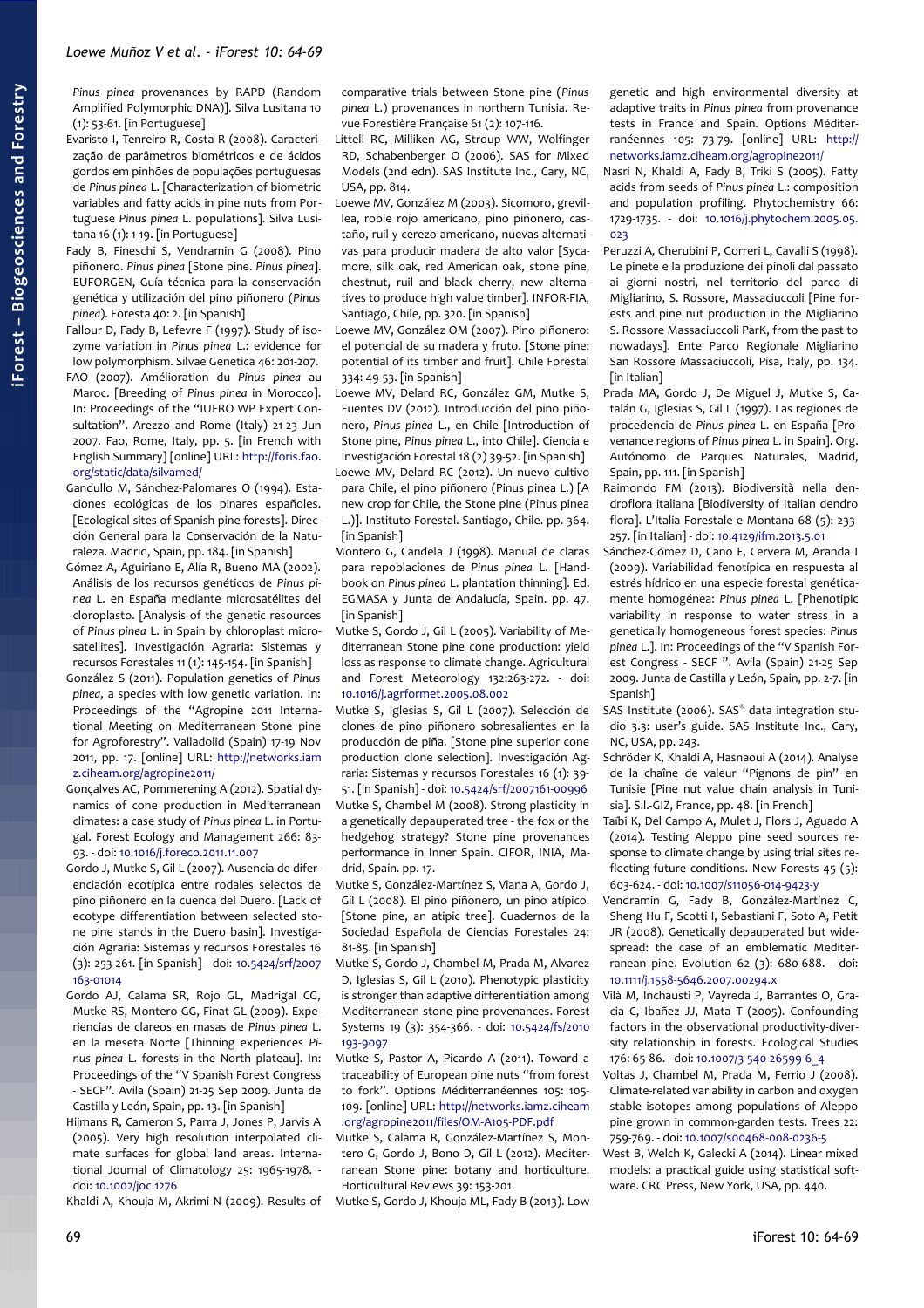Pinus pinea provenances by RAPD (Random Amplified Polymorphic DNA)]. Silva Lusitana 10 (1): 53-61. [in Portuguese]

Evaristo I, Tenreiro R, Costa R (2008). Caracterização de parâmetros biométricos e de ácidos gordos em pinhões de populações portuguesas de *Pinus pinea* L. [Characterization of biometric variables and fatty acids in pine nuts from Portuguese *Pinus pinea* L. populations]. Silva Lusitana 16 (1): 1-19. [in Portuguese]

Fady B, Fineschi S, Vendramin G (2008). Pino piñonero. *Pinus pinea* [Stone pine. *Pinus pinea*]. EUFORGEN, Guía técnica para la conservación genética y utilización del pino piñonero (*Pinus pinea*). Foresta 40: 2. [in Spanish]

Fallour D, Fady B, Lefevre F (1997). Study of isozyme variation in *Pinus pinea* L.: evidence for low polymorphism. Silvae Genetica 46: 201-207.

FAO (2007). Amélioration du *Pinus pinea* au Maroc. [Breeding of *Pinus pinea* in Morocco]. In: Proceedings of the "IUFRO WP Expert Consultation". Arezzo and Rome (Italy) 21-23 Jun 2007. Fao, Rome, Italy, pp. 5. [in French with English Summary] [online] URL: http://foris.fao.org/static/data/silvamed/

Gandullo M, Sánchez-Palomares O (1994). Estaciones ecológicas de los pinares españoles. [Ecological sites of Spanish pine forests]. Dirección General para la Conservación de la Naturaleza. Madrid, Spain, pp. 184. [in Spanish]

Gómez A, Aguiriano E, Alía R, Bueno MA (2002). Análisis de los recursos genéticos de *Pinus pinea* L. en España mediante microsatélites del cloroplasto. [Analysis of the genetic resources of *Pinus pinea* L. in Spain by chloroplast microsatellites]. Investigación Agraria: Sistemas y recursos Forestales 11 (1): 145-154. [in Spanish]

González S (2011). Population genetics of *Pinus pinea*, a species with low genetic variation. In: Proceedings of the "Agropine 2011 International Meeting on Mediterranean Stone pine for Agroforestry". Valladolid (Spain) 17-19 Nov 2011, pp. 17. [online] URL: http://networks.iamz.ciheam.org/agropine2011/

Gonçalves AC, Pommerening A (2012). Spatial dynamics of cone production in Mediterranean climates: a case study of *Pinus pinea* L. in Portugal. Forest Ecology and Management 266: 83-93. - doi: 10.1016/j.foreco.2011.11.007

Gordo J, Mutke S, Gil L (2007). Ausencia de diferenciación ecotípica entre rodales selectos de pino piñonero en la cuenca del Duero. [Lack of ecotype differentiation between selected stone pine stands in the Duero basin]. Investigación Agraria: Sistemas y recursos Forestales 16 (3): 253-261. [in Spanish] - doi: 10.5424/srf/2007163-01014

Gordo AJ, Calama SR, Rojo GL, Madrigal CG, Mutke RS, Montero GG, Finat GL (2009). Experiencias de clareos en masas de *Pinus pinea* L. en la meseta Norte [Thinning experiences *Pinus pinea* L. forests in the North plateau]. In: Proceedings of the "V Spanish Forest Congress - SECF". Avila (Spain) 21-25 Sep 2009. Junta de Castilla y León, Spain, pp. 13. [in Spanish]

Hijmans R, Cameron S, Parra J, Jones P, Jarvis A (2005). Very high resolution interpolated climate surfaces for global land areas. International Journal of Climatology 25: 1965-1978. - doi: 10.1002/joc.1276

Khaldi A, Khouja M, Akrimi N (2009). Results of comparative trials between Stone pine (*Pinus pinea* L.) provenances in northern Tunisia. Revue Forestière Française 61 (2): 107-116.

Littell RC, Milliken AG, Stroup WW, Wolfinger RD, Schabenberger O (2006). SAS for Mixed Models (2nd edn). SAS Institute Inc., Cary, NC, USA, pp. 814.

Loewe MV, González M (2003). Sicomoro, grevillea, roble rojo americano, pino piñonero, castaño, ruil y cerezo americano, nuevas alternativas para producir madera de alto valor [Sycamore, silk oak, red American oak, stone pine, chestnut, ruil and black cherry, new alternatives to produce high value timber]. INFOR-FIA, Santiago, Chile, pp. 320. [in Spanish]

Loewe MV, González OM (2007). Pino piñonero: el potencial de su madera y fruto. [Stone pine: potential of its timber and fruit]. Chile Forestal 334: 49-53. [in Spanish]

Loewe MV, Delard RC, González GM, Mutke S, Fuentes DV (2012). Introducción del pino piñonero, *Pinus pinea* L., en Chile [Introduction of Stone pine, *Pinus pinea* L., into Chile]. Ciencia e Investigación Forestal 18 (2) 39-52. [in Spanish]

Loewe MV, Delard RC (2012). Un nuevo cultivo para Chile, el pino piñonero (Pinus pinea L.) [A new crop for Chile, the Stone pine (Pinus pinea L.)]. Instituto Forestal. Santiago, Chile. pp. 364. [in Spanish]

Montero G, Candela J (1998). Manual de claras para repoblaciones de *Pinus pinea* L. [Handbook on *Pinus pinea* L. plantation thinning]. Ed. EGMASA y Junta de Andalucía, Spain. pp. 47. [in Spanish]

Mutke S, Gordo J, Gil L (2005). Variability of Mediterranean Stone pine cone production: yield loss as response to climate change. Agricultural and Forest Meteorology 132:263-272. - doi: 10.1016/j.agrformet.2005.08.002

Mutke S, Iglesias S, Gil L (2007). Selección de clones de pino piñonero sobresalientes en la producción de piña. [Stone pine superior cone production clone selection]. Investigación Agraria: Sistemas y recursos Forestales 16 (1): 39-51. [in Spanish] - doi: 10.5424/srf/2007161-00996

Mutke S, Chambel M (2008). Strong plasticity in a genetically depauperated tree - the fox or the hedgehog strategy? Stone pine provenances performance in Inner Spain. CIFOR, INIA, Madrid, Spain. pp. 17.

Mutke S, González-Martínez S, Viana A, Gordo J, Gil L (2008). El pino piñonero, un pino atípico. [Stone pine, an atipic tree]. Cuadernos de la Sociedad Española de Ciencias Forestales 24: 81-85. [in Spanish]

Mutke S, Gordo J, Chambel M, Prada M, Alvarez D, Iglesias S, Gil L (2010). Phenotypic plasticity is stronger than adaptive differentiation among Mediterranean stone pine provenances. Forest Systems 19 (3): 354-366. - doi: 10.5424/fs/2010193-9097

Mutke S, Pastor A, Picardo A (2011). Toward a traceability of European pine nuts "from forest to fork". Options Méditerranéennes 105: 105-109. [online] URL: http://networks.iamz.ciheam.org/agropine2011/files/OM-A105-PDF.pdf

Mutke S, Calama R, González-Martínez S, Montero G, Gordo J, Bono D, Gil L (2012). Mediterranean Stone pine: botany and horticulture. Horticultural Reviews 39: 153-201.

Mutke S, Gordo J, Khouja ML, Fady B (2013). Low genetic and high environmental diversity at adaptive traits in *Pinus pinea* from provenance tests in France and Spain. Options Méditerranéennes 105: 73-79. [online] URL: http://networks.iamz.ciheam.org/agropine2011/

Nasri N, Khaldi A, Fady B, Triki S (2005). Fatty acids from seeds of *Pinus pinea* L.: composition and population profiling. Phytochemistry 66: 1729-1735. - doi: 10.1016/j.phytochem.2005.05.023

Peruzzi A, Cherubini P, Gorreri L, Cavalli S (1998). Le pinete e la produzione dei pinoli dal passato ai giorni nostri, nel territorio del parco di Migliarino, S. Rossore, Massaciuccoli [Pine forests and pine nut production in the Migliarino S. Rossore Massaciuccoli ParK, from the past to nowadays]. Ente Parco Regionale Migliarino San Rossore Massaciuccoli, Pisa, Italy, pp. 134. [in Italian]

Prada MA, Gordo J, De Miguel J, Mutke S, Catalán G, Iglesias S, Gil L (1997). Las regiones de procedencia de *Pinus pinea* L. en España [Provenance regions of *Pinus pinea* L. in Spain]. Org. Autónomo de Parques Naturales, Madrid, Spain, pp. 111. [in Spanish]

Raimondo FM (2013). Biodiversità nella dendroflora italiana [Biodiversity of Italian dendro flora]. L'Italia Forestale e Montana 68 (5): 233-257. [in Italian] - doi: 10.4129/ifm.2013.5.01

Sánchez-Gómez D, Cano F, Cervera M, Aranda I (2009). Variabilidad fenotípica en respuesta al estrés hídrico en una especie forestal genéticamente homogénea: *Pinus pinea* L. [Phenotipic variability in response to water stress in a genetically homogeneous forest species: *Pinus pinea* L.]. In: Proceedings of the "V Spanish Forest Congress - SECF ". Avila (Spain) 21-25 Sep 2009. Junta de Castilla y León, Spain, pp. 2-7. [in Spanish]

SAS Institute (2006). SAS® data integration studio 3.3: user's guide. SAS Institute Inc., Cary, NC, USA, pp. 243.

Schröder K, Khaldi A, Hasnaoui A (2014). Analyse de la chaîne de valeur "Pignons de pin" en Tunisie [Pine nut value chain analysis in Tunisia]. S.l.-GIZ, France, pp. 48. [in French]

Taïbi K, Del Campo A, Mulet J, Flors J, Aguado A (2014). Testing Aleppo pine seed sources response to climate change by using trial sites reflecting future conditions. New Forests 45 (5): 603-624. - doi: 10.1007/s11056-014-9423-y

Vendramin G, Fady B, González-Martínez C, Sheng Hu F, Scotti I, Sebastiani F, Soto A, Petit JR (2008). Genetically depauperated but widespread: the case of an emblematic Mediterranean pine. Evolution 62 (3): 680-688. - doi: 10.1111/j.1558-5646.2007.00294.x

Vilà M, Inchausti P, Vayreda J, Barrantes O, Gracia C, Ibañez JJ, Mata T (2005). Confounding factors in the observational productivity-diversity relationship in forests. Ecological Studies 176: 65-86. - doi: 10.1007/3-540-26599-6_4

Voltas J, Chambel M, Prada M, Ferrio J (2008). Climate-related variability in carbon and oxygen stable isotopes among populations of Aleppo pine grown in common-garden tests. Trees 22: 759-769. - doi: 10.1007/s00468-008-0236-5

West B, Welch K, Galecki A (2014). Linear mixed models: a practical guide using statistical software. CRC Press, New York, USA, pp. 440.